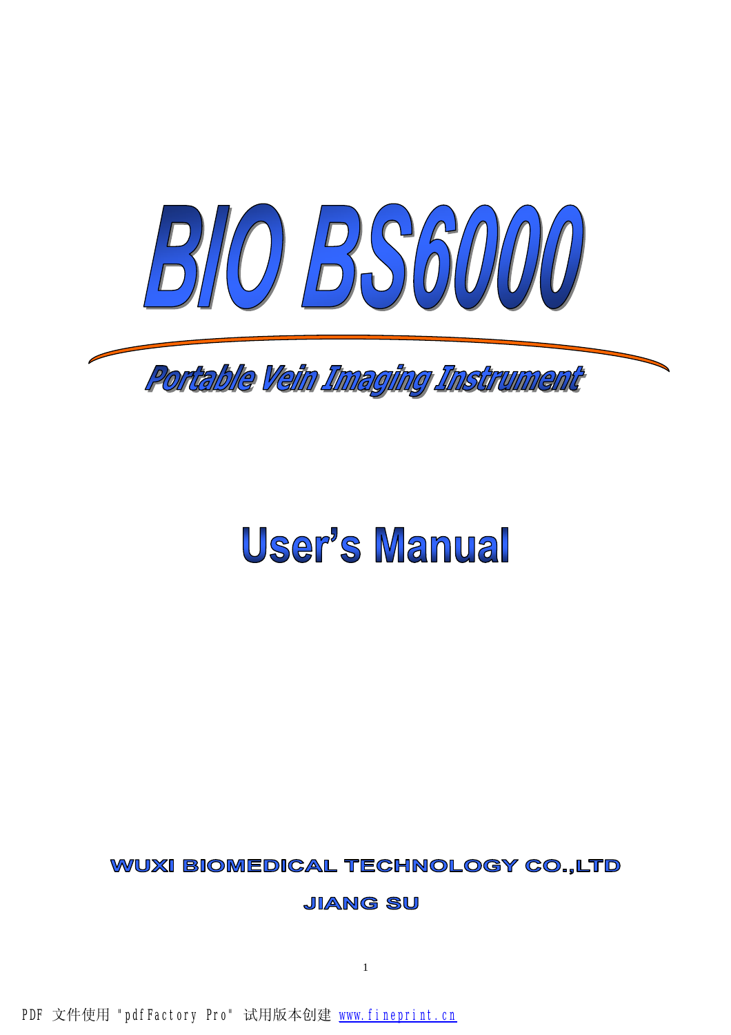# BIO BS6000

## Portable Vein Imaging Instrument

# User's Manual

**WUXI BIOMEDICAL TECHNOLOGY CO.,LTD**

**JIANG SU**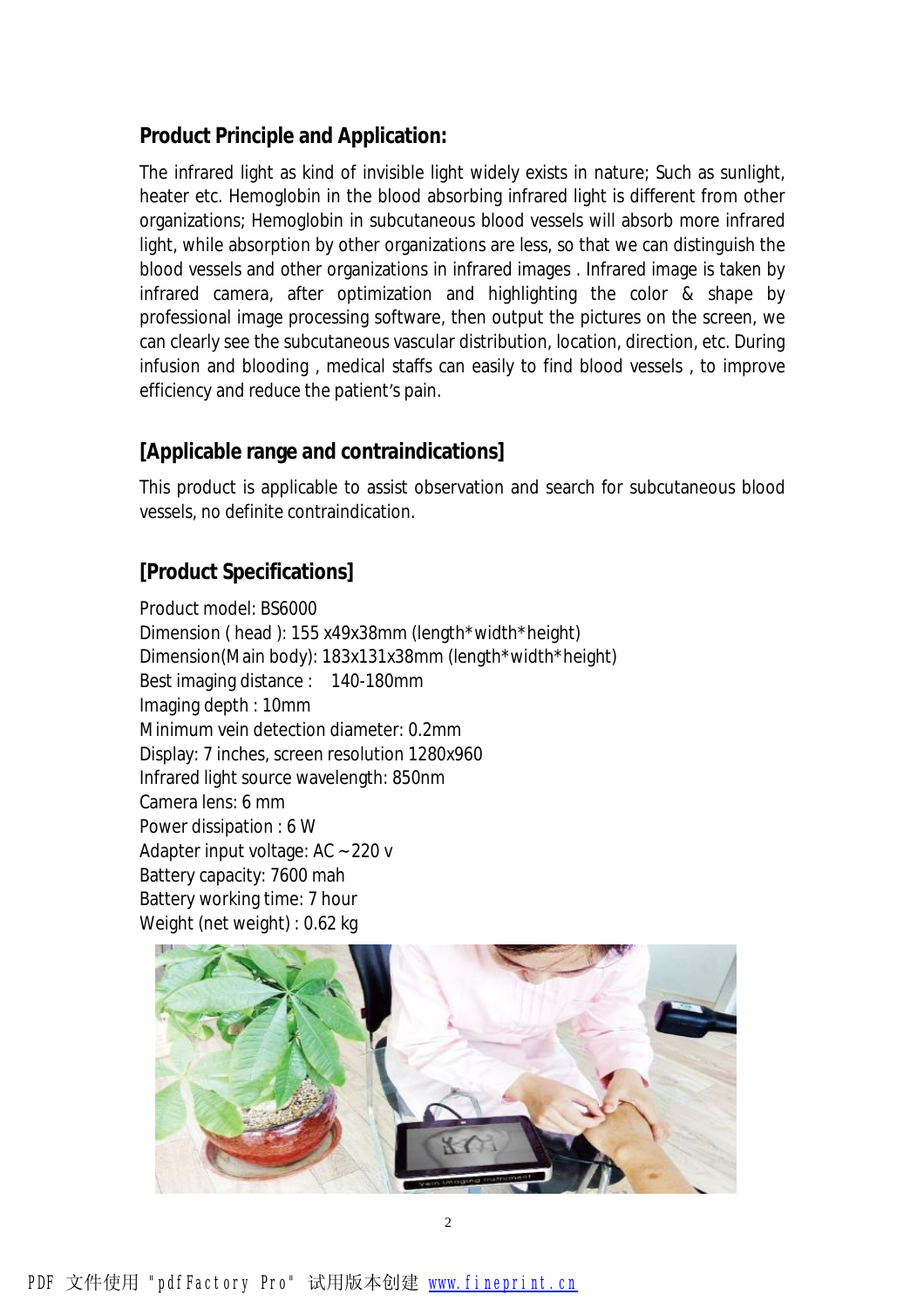## Product Principle and Application:

The infrared light as kind of invisible light widely exists in nature; Such as sunlight, heater etc. Hemoglobin in the blood absorbing infrared light is different from other organizations; Hemoglobin in subcutaneous blood vessels will absorb more infrared light, while absorption by other organizations are less, so that we can distinguish the blood vessels and other organizations in infrared images . Infrared image is taken by infrared camera, after optimization and highlighting the color & shape by professional image processing software, then output the pictures on the screen, we can clearly see the subcutaneous vascular distribution, location, direction, etc. During infusion and blooding , medical staffs can easily to find blood vessels , to improve efficiency and reduce the patient's pain.

## [Applicable range and contraindications]

This product is applicable to assist observation and search for subcutaneous blood vessels, no definite contraindication.

## [Product Specifications]

Product model: BS6000
Dimension ( head ): 155 x49x38mm (length*width*height)
Dimension(Main body): 183x131x38mm (length*width*height)
Best imaging distance : 140-180mm
Imaging depth : 10mm
Minimum vein detection diameter: 0.2mm
Display: 7 inches, screen resolution 1280x960
Infrared light source wavelength: 850nm
Camera lens: 6 mm
Power dissipation : 6 W
Adapter input voltage: AC ~220 v
Battery capacity: 7600 mah
Battery working time: 7 hour
Weight (net weight) : 0.62 kg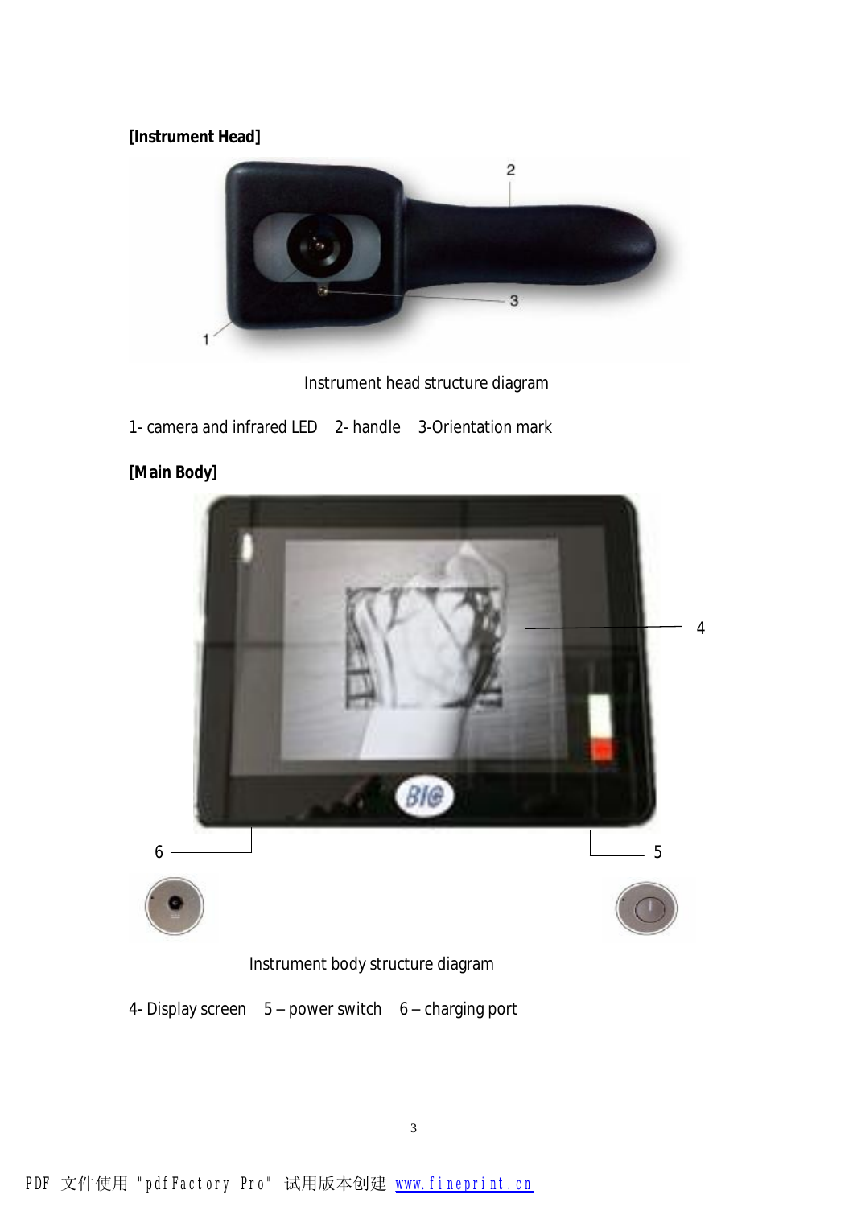**[Instrument Head]**

Instrument head structure diagram

1- camera and infrared LED 2- handle 3-Orientation mark

**[Main Body]**

Instrument body structure diagram

4- Display screen 5 – power switch 6 – charging port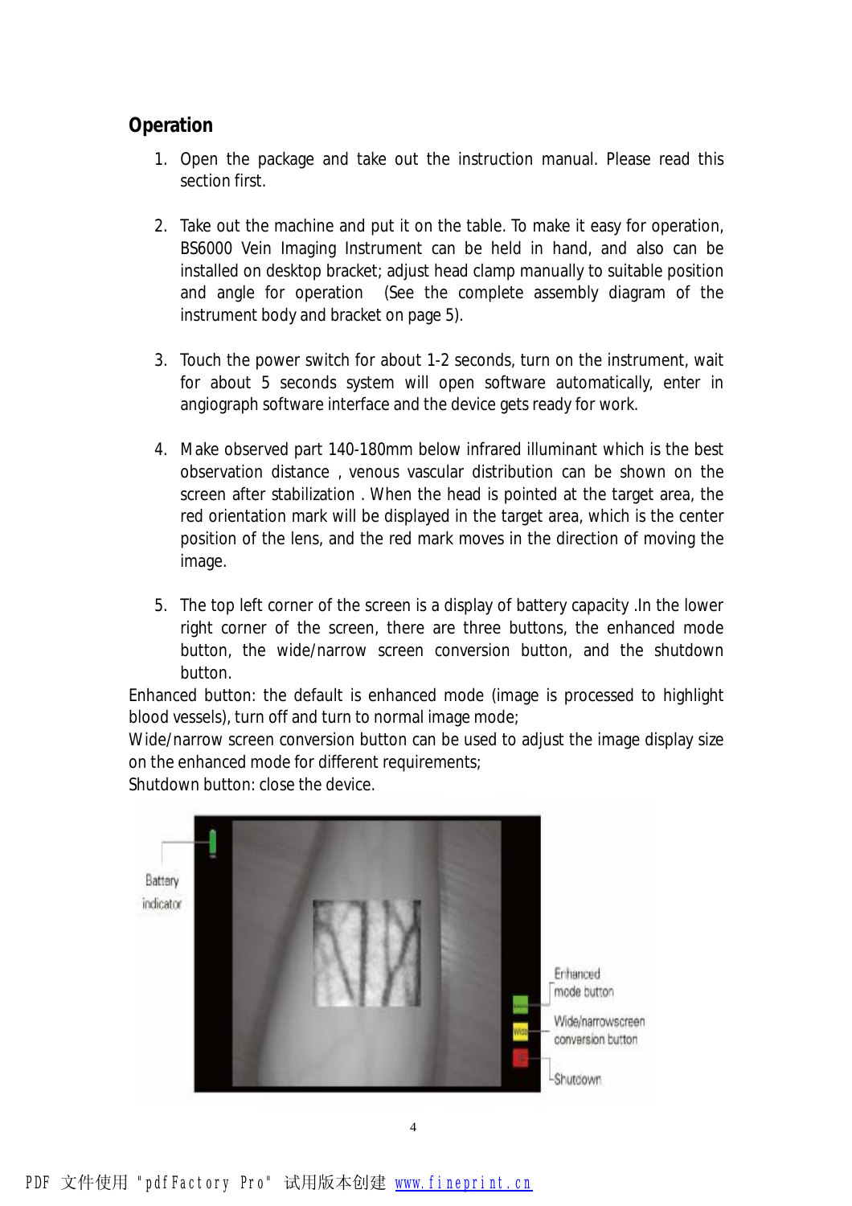## Operation

1. Open the package and take out the instruction manual. Please read this section first.

2. Take out the machine and put it on the table. To make it easy for operation, BS6000 Vein Imaging Instrument can be held in hand, and also can be installed on desktop bracket; adjust head clamp manually to suitable position and angle for operation (See the complete assembly diagram of the instrument body and bracket on page 5).

3. Touch the power switch for about 1-2 seconds, turn on the instrument, wait for about 5 seconds system will open software automatically, enter in angiograph software interface and the device gets ready for work.

4. Make observed part 140-180mm below infrared illuminant which is the best observation distance , venous vascular distribution can be shown on the screen after stabilization . When the head is pointed at the target area, the red orientation mark will be displayed in the target area, which is the center position of the lens, and the red mark moves in the direction of moving the image.

5. The top left corner of the screen is a display of battery capacity .In the lower right corner of the screen, there are three buttons, the enhanced mode button, the wide/narrow screen conversion button, and the shutdown button.

Enhanced button: the default is enhanced mode (image is processed to highlight blood vessels), turn off and turn to normal image mode;
Wide/narrow screen conversion button can be used to adjust the image display size on the enhanced mode for different requirements;
Shutdown button: close the device.

Battery indicator

Enhanced mode button

Wide/narrowscreen conversion button

Shutdown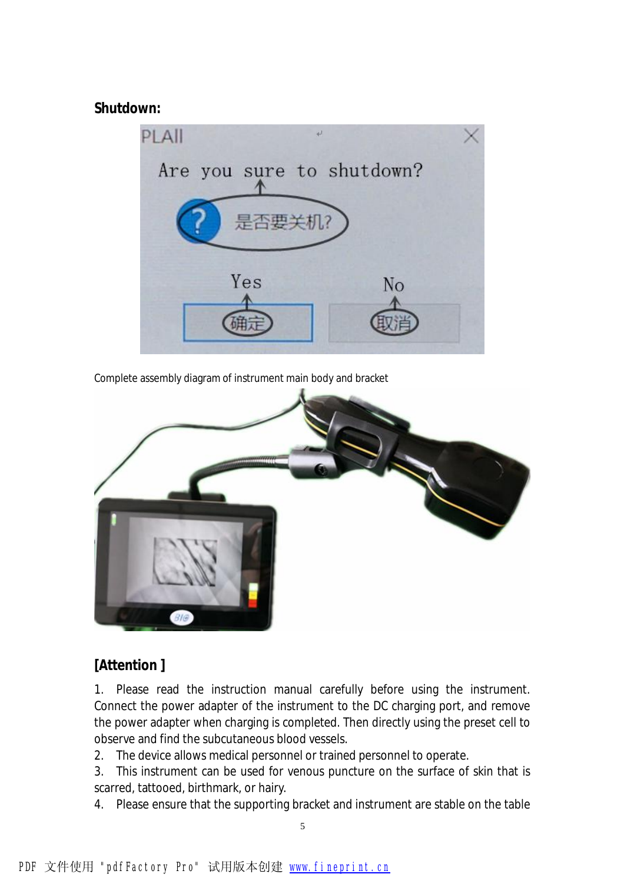**Shutdown:**

Complete assembly diagram of instrument main body and bracket

**[Attention ]**

1. Please read the instruction manual carefully before using the instrument. Connect the power adapter of the instrument to the DC charging port, and remove the power adapter when charging is completed. Then directly using the preset cell to observe and find the subcutaneous blood vessels.
2. The device allows medical personnel or trained personnel to operate.
3. This instrument can be used for venous puncture on the surface of skin that is scarred, tattooed, birthmark, or hairy.
4. Please ensure that the supporting bracket and instrument are stable on the table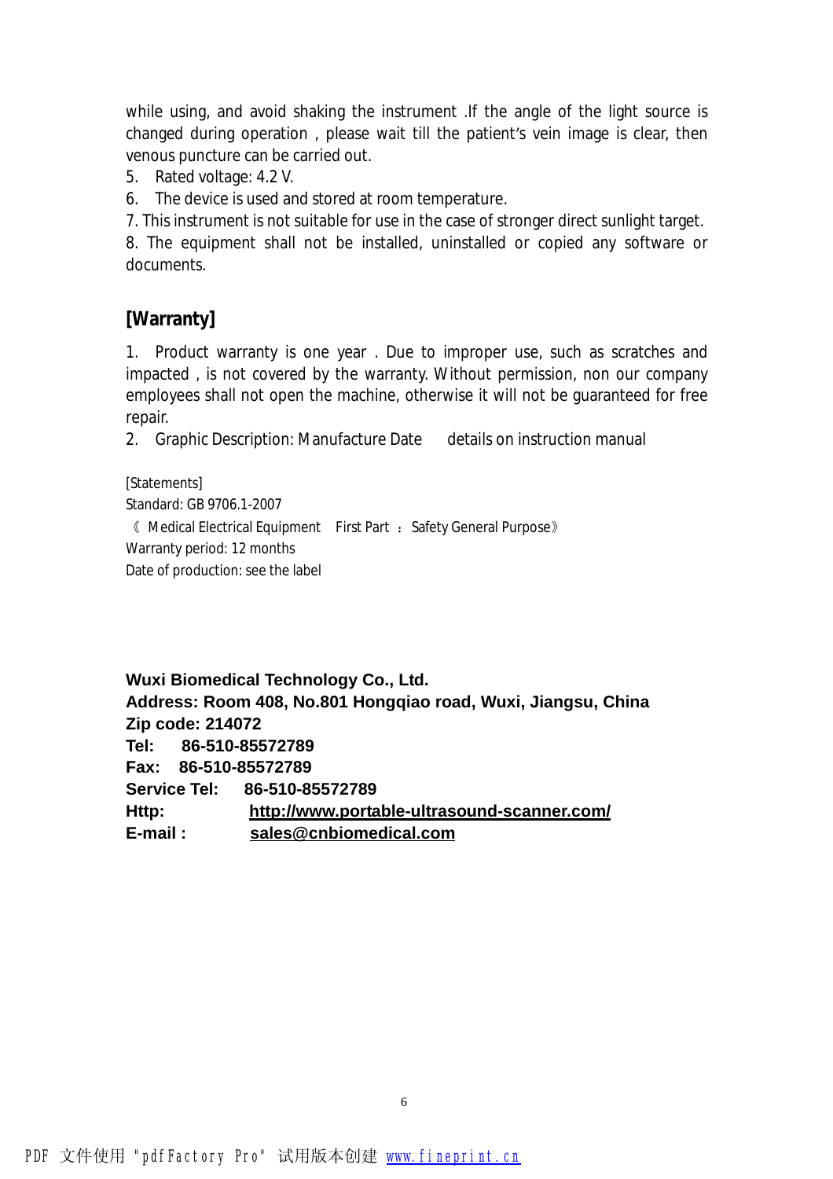while using, and avoid shaking the instrument .If the angle of the light source is changed during operation , please wait till the patient's vein image is clear, then venous puncture can be carried out.

5. Rated voltage: 4.2 V.
6. The device is used and stored at room temperature.
7. This instrument is not suitable for use in the case of stronger direct sunlight target.
8. The equipment shall not be installed, uninstalled or copied any software or documents.

## [Warranty]

1. Product warranty is one year . Due to improper use, such as scratches and impacted , is not covered by the warranty. Without permission, non our company employees shall not open the machine, otherwise it will not be guaranteed for free repair.
2. Graphic Description: Manufacture Date details on instruction manual

[Statements]
Standard: GB 9706.1-2007
《 Medical Electrical Equipment First Part ：Safety General Purpose》
Warranty period: 12 months
Date of production: see the label

**Wuxi Biomedical Technology Co., Ltd.**
**Address: Room 408, No.801 Hongqiao road, Wuxi, Jiangsu, China**
**Zip code: 214072**
**Tel: 86-510-85572789**
**Fax: 86-510-85572789**
**Service Tel: 86-510-85572789**
**Http: http://www.portable-ultrasound-scanner.com/**
**E-mail : sales@cnbiomedical.com**

PDF 文件使用 "pdfFactory Pro" 试用版本创建 www.fineprint.cn